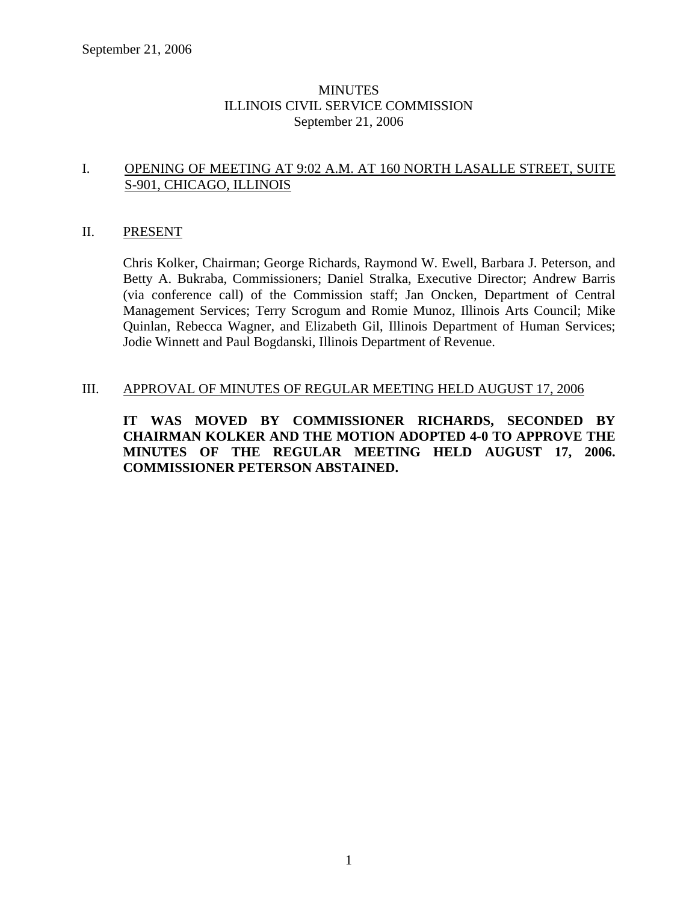September 21, 2006

# MINUTES
# ILLINOIS CIVIL SERVICE COMMISSION
# September 21, 2006

## I. OPENING OF MEETING AT 9:02 A.M. AT 160 NORTH LASALLE STREET, SUITE S-901, CHICAGO, ILLINOIS

## II. PRESENT

Chris Kolker, Chairman; George Richards, Raymond W. Ewell, Barbara J. Peterson, and Betty A. Bukraba, Commissioners; Daniel Stralka, Executive Director; Andrew Barris (via conference call) of the Commission staff; Jan Oncken, Department of Central Management Services; Terry Scrogum and Romie Munoz, Illinois Arts Council; Mike Quinlan, Rebecca Wagner, and Elizabeth Gil, Illinois Department of Human Services; Jodie Winnett and Paul Bogdanski, Illinois Department of Revenue.

## III. APPROVAL OF MINUTES OF REGULAR MEETING HELD AUGUST 17, 2006

**IT WAS MOVED BY COMMISSIONER RICHARDS, SECONDED BY CHAIRMAN KOLKER AND THE MOTION ADOPTED 4-0 TO APPROVE THE MINUTES OF THE REGULAR MEETING HELD AUGUST 17, 2006. COMMISSIONER PETERSON ABSTAINED.**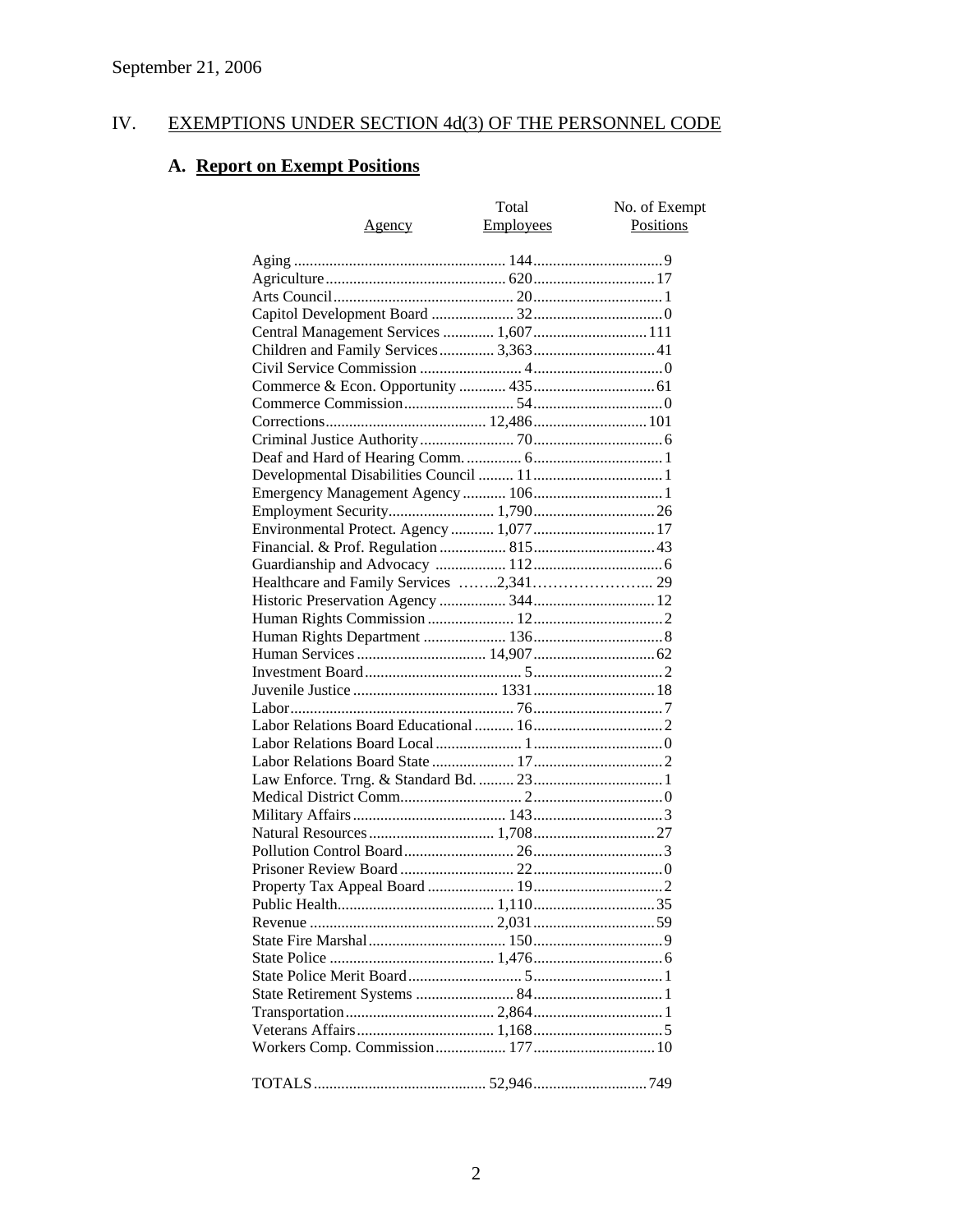September 21, 2006

## IV. EXEMPTIONS UNDER SECTION 4d(3) OF THE PERSONNEL CODE

### A. Report on Exempt Positions

| Agency | Total Employees | No. of Exempt Positions |
|---|---|---|
| Aging | 144 | 9 |
| Agriculture | 620 | 17 |
| Arts Council | 20 | 1 |
| Capitol Development Board | 32 | 0 |
| Central Management Services | 1,607 | 111 |
| Children and Family Services | 3,363 | 41 |
| Civil Service Commission | 4 | 0 |
| Commerce & Econ. Opportunity | 435 | 61 |
| Commerce Commission | 54 | 0 |
| Corrections | 12,486 | 101 |
| Criminal Justice Authority | 70 | 6 |
| Deaf and Hard of Hearing Comm. | 6 | 1 |
| Developmental Disabilities Council | 11 | 1 |
| Emergency Management Agency | 106 | 1 |
| Employment Security | 1,790 | 26 |
| Environmental Protect. Agency | 1,077 | 17 |
| Financial. & Prof. Regulation | 815 | 43 |
| Guardianship and Advocacy | 112 | 6 |
| Healthcare and Family Services | 2,341 | 29 |
| Historic Preservation Agency | 344 | 12 |
| Human Rights Commission | 12 | 2 |
| Human Rights Department | 136 | 8 |
| Human Services | 14,907 | 62 |
| Investment Board | 5 | 2 |
| Juvenile Justice | 1331 | 18 |
| Labor | 76 | 7 |
| Labor Relations Board Educational | 16 | 2 |
| Labor Relations Board Local | 1 | 0 |
| Labor Relations Board State | 17 | 2 |
| Law Enforce. Trng. & Standard Bd. | 23 | 1 |
| Medical District Comm. | 2 | 0 |
| Military Affairs | 143 | 3 |
| Natural Resources | 1,708 | 27 |
| Pollution Control Board | 26 | 3 |
| Prisoner Review Board | 22 | 0 |
| Property Tax Appeal Board | 19 | 2 |
| Public Health | 1,110 | 35 |
| Revenue | 2,031 | 59 |
| State Fire Marshal | 150 | 9 |
| State Police | 1,476 | 6 |
| State Police Merit Board | 5 | 1 |
| State Retirement Systems | 84 | 1 |
| Transportation | 2,864 | 1 |
| Veterans Affairs | 1,168 | 5 |
| Workers Comp. Commission | 177 | 10 |
| TOTALS | 52,946 | 749 |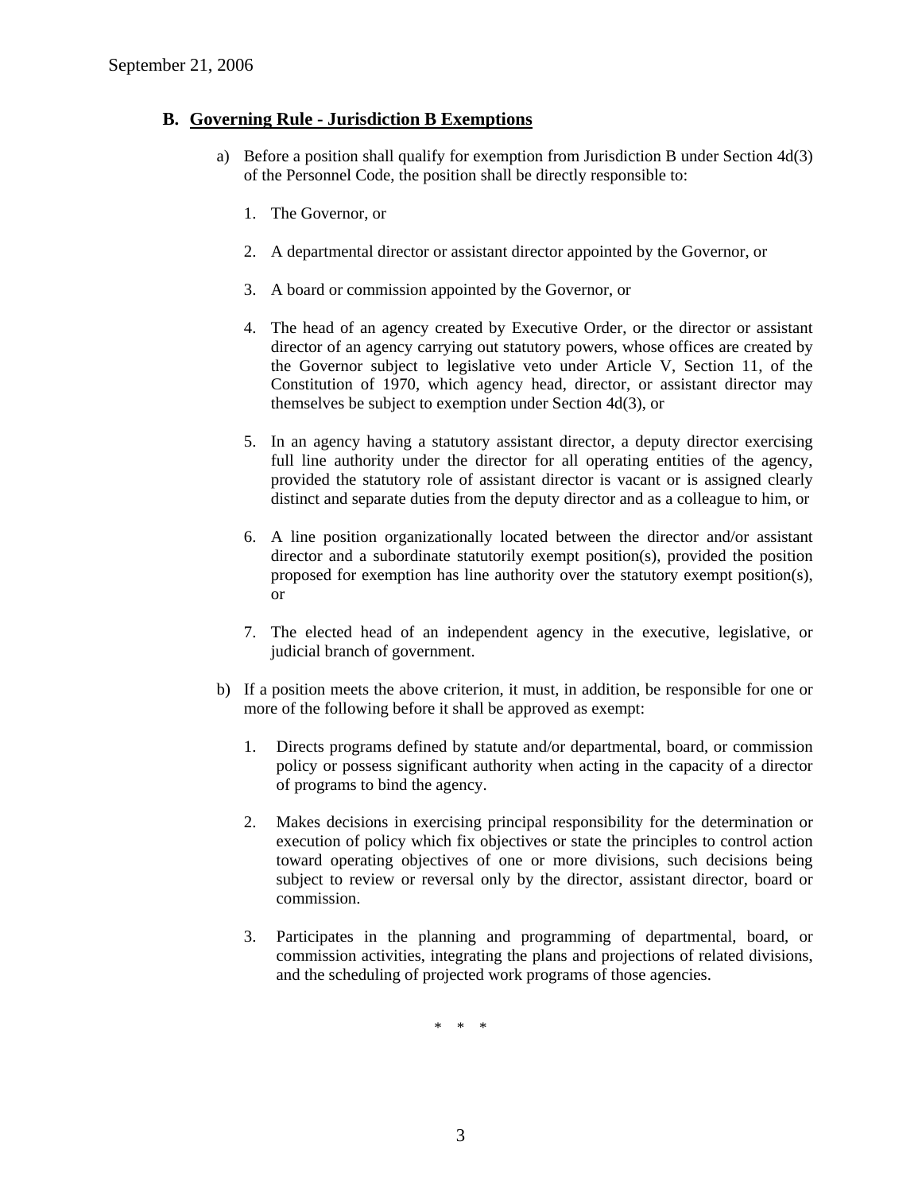## B. Governing Rule - Jurisdiction B Exemptions

a) Before a position shall qualify for exemption from Jurisdiction B under Section 4d(3) of the Personnel Code, the position shall be directly responsible to:

1. The Governor, or

2. A departmental director or assistant director appointed by the Governor, or

3. A board or commission appointed by the Governor, or

4. The head of an agency created by Executive Order, or the director or assistant director of an agency carrying out statutory powers, whose offices are created by the Governor subject to legislative veto under Article V, Section 11, of the Constitution of 1970, which agency head, director, or assistant director may themselves be subject to exemption under Section 4d(3), or

5. In an agency having a statutory assistant director, a deputy director exercising full line authority under the director for all operating entities of the agency, provided the statutory role of assistant director is vacant or is assigned clearly distinct and separate duties from the deputy director and as a colleague to him, or

6. A line position organizationally located between the director and/or assistant director and a subordinate statutorily exempt position(s), provided the position proposed for exemption has line authority over the statutory exempt position(s), or

7. The elected head of an independent agency in the executive, legislative, or judicial branch of government.

b) If a position meets the above criterion, it must, in addition, be responsible for one or more of the following before it shall be approved as exempt:

1. Directs programs defined by statute and/or departmental, board, or commission policy or possess significant authority when acting in the capacity of a director of programs to bind the agency.

2. Makes decisions in exercising principal responsibility for the determination or execution of policy which fix objectives or state the principles to control action toward operating objectives of one or more divisions, such decisions being subject to review or reversal only by the director, assistant director, board or commission.

3. Participates in the planning and programming of departmental, board, or commission activities, integrating the plans and projections of related divisions, and the scheduling of projected work programs of those agencies.

\* \* \*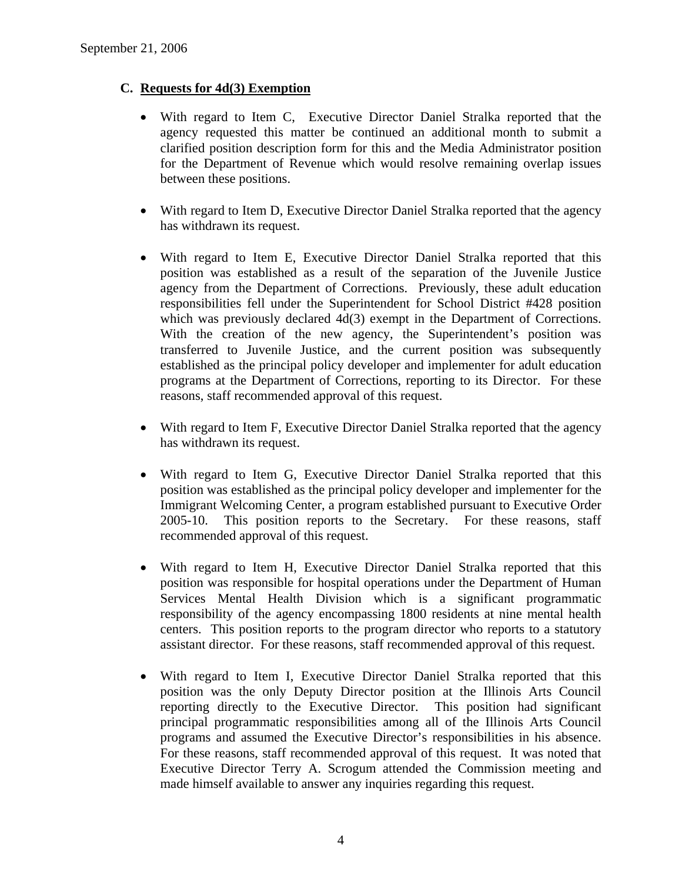September 21, 2006

### C. Requests for 4d(3) Exemption

- With regard to Item C, Executive Director Daniel Stralka reported that the agency requested this matter be continued an additional month to submit a clarified position description form for this and the Media Administrator position for the Department of Revenue which would resolve remaining overlap issues between these positions.

- With regard to Item D, Executive Director Daniel Stralka reported that the agency has withdrawn its request.

- With regard to Item E, Executive Director Daniel Stralka reported that this position was established as a result of the separation of the Juvenile Justice agency from the Department of Corrections. Previously, these adult education responsibilities fell under the Superintendent for School District #428 position which was previously declared 4d(3) exempt in the Department of Corrections. With the creation of the new agency, the Superintendent's position was transferred to Juvenile Justice, and the current position was subsequently established as the principal policy developer and implementer for adult education programs at the Department of Corrections, reporting to its Director. For these reasons, staff recommended approval of this request.

- With regard to Item F, Executive Director Daniel Stralka reported that the agency has withdrawn its request.

- With regard to Item G, Executive Director Daniel Stralka reported that this position was established as the principal policy developer and implementer for the Immigrant Welcoming Center, a program established pursuant to Executive Order 2005-10. This position reports to the Secretary. For these reasons, staff recommended approval of this request.

- With regard to Item H, Executive Director Daniel Stralka reported that this position was responsible for hospital operations under the Department of Human Services Mental Health Division which is a significant programmatic responsibility of the agency encompassing 1800 residents at nine mental health centers. This position reports to the program director who reports to a statutory assistant director. For these reasons, staff recommended approval of this request.

- With regard to Item I, Executive Director Daniel Stralka reported that this position was the only Deputy Director position at the Illinois Arts Council reporting directly to the Executive Director. This position had significant principal programmatic responsibilities among all of the Illinois Arts Council programs and assumed the Executive Director's responsibilities in his absence. For these reasons, staff recommended approval of this request. It was noted that Executive Director Terry A. Scrogum attended the Commission meeting and made himself available to answer any inquiries regarding this request.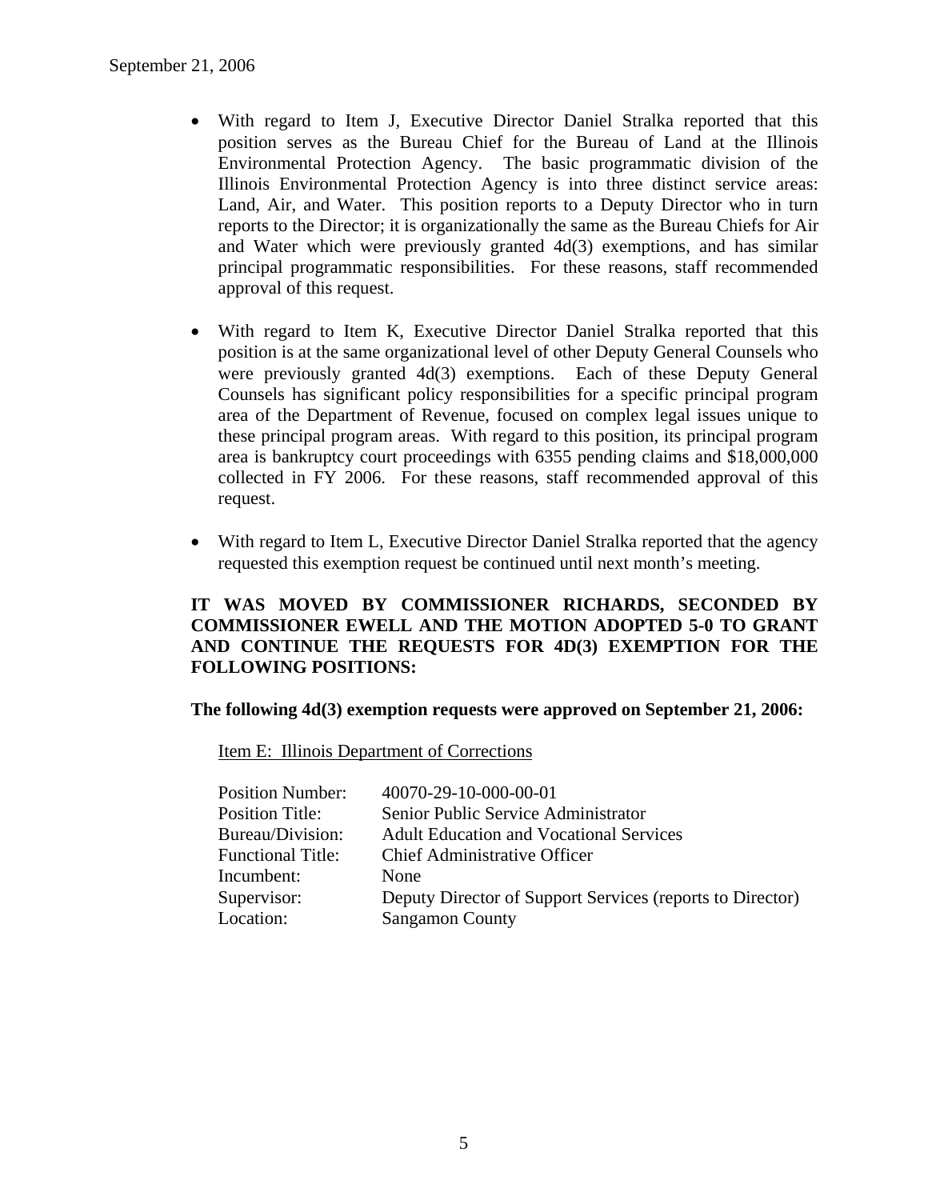- With regard to Item J, Executive Director Daniel Stralka reported that this position serves as the Bureau Chief for the Bureau of Land at the Illinois Environmental Protection Agency. The basic programmatic division of the Illinois Environmental Protection Agency is into three distinct service areas: Land, Air, and Water. This position reports to a Deputy Director who in turn reports to the Director; it is organizationally the same as the Bureau Chiefs for Air and Water which were previously granted 4d(3) exemptions, and has similar principal programmatic responsibilities. For these reasons, staff recommended approval of this request.

- With regard to Item K, Executive Director Daniel Stralka reported that this position is at the same organizational level of other Deputy General Counsels who were previously granted 4d(3) exemptions. Each of these Deputy General Counsels has significant policy responsibilities for a specific principal program area of the Department of Revenue, focused on complex legal issues unique to these principal program areas. With regard to this position, its principal program area is bankruptcy court proceedings with 6355 pending claims and $18,000,000 collected in FY 2006. For these reasons, staff recommended approval of this request.

- With regard to Item L, Executive Director Daniel Stralka reported that the agency requested this exemption request be continued until next month's meeting.

**IT WAS MOVED BY COMMISSIONER RICHARDS, SECONDED BY COMMISSIONER EWELL AND THE MOTION ADOPTED 5-0 TO GRANT AND CONTINUE THE REQUESTS FOR 4D(3) EXEMPTION FOR THE FOLLOWING POSITIONS:**

**The following 4d(3) exemption requests were approved on September 21, 2006:**

Item E: Illinois Department of Corrections

| | |
|---|---|
| Position Number: | 40070-29-10-000-00-01 |
| Position Title: | Senior Public Service Administrator |
| Bureau/Division: | Adult Education and Vocational Services |
| Functional Title: | Chief Administrative Officer |
| Incumbent: | None |
| Supervisor: | Deputy Director of Support Services (reports to Director) |
| Location: | Sangamon County |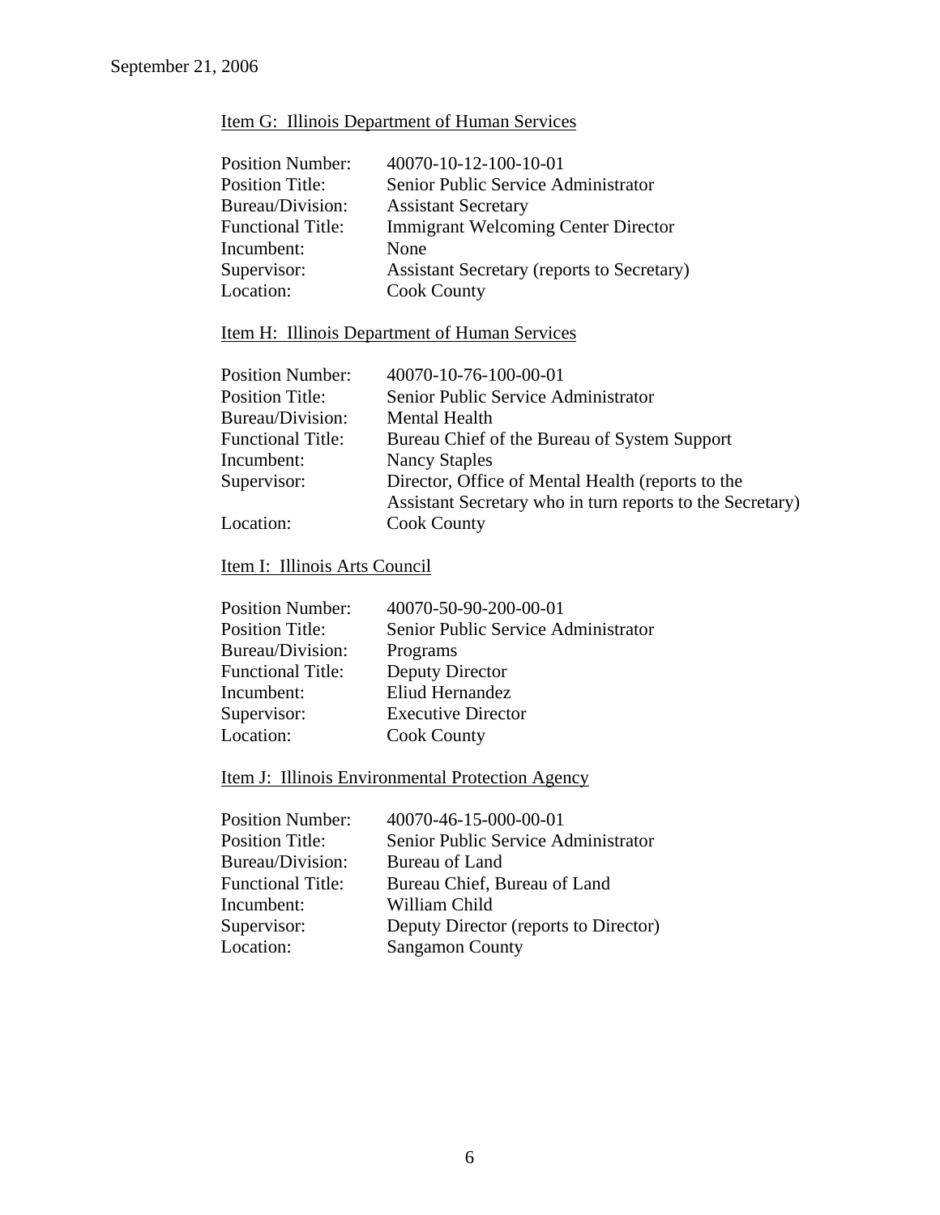September 21, 2006

Item G: Illinois Department of Human Services

| | |
|---|---|
| Position Number: | 40070-10-12-100-10-01 |
| Position Title: | Senior Public Service Administrator |
| Bureau/Division: | Assistant Secretary |
| Functional Title: | Immigrant Welcoming Center Director |
| Incumbent: | None |
| Supervisor: | Assistant Secretary (reports to Secretary) |
| Location: | Cook County |

Item H: Illinois Department of Human Services

| | |
|---|---|
| Position Number: | 40070-10-76-100-00-01 |
| Position Title: | Senior Public Service Administrator |
| Bureau/Division: | Mental Health |
| Functional Title: | Bureau Chief of the Bureau of System Support |
| Incumbent: | Nancy Staples |
| Supervisor: | Director, Office of Mental Health (reports to the Assistant Secretary who in turn reports to the Secretary) |
| Location: | Cook County |

Item I: Illinois Arts Council

| | |
|---|---|
| Position Number: | 40070-50-90-200-00-01 |
| Position Title: | Senior Public Service Administrator |
| Bureau/Division: | Programs |
| Functional Title: | Deputy Director |
| Incumbent: | Eliud Hernandez |
| Supervisor: | Executive Director |
| Location: | Cook County |

Item J: Illinois Environmental Protection Agency

| | |
|---|---|
| Position Number: | 40070-46-15-000-00-01 |
| Position Title: | Senior Public Service Administrator |
| Bureau/Division: | Bureau of Land |
| Functional Title: | Bureau Chief, Bureau of Land |
| Incumbent: | William Child |
| Supervisor: | Deputy Director (reports to Director) |
| Location: | Sangamon County |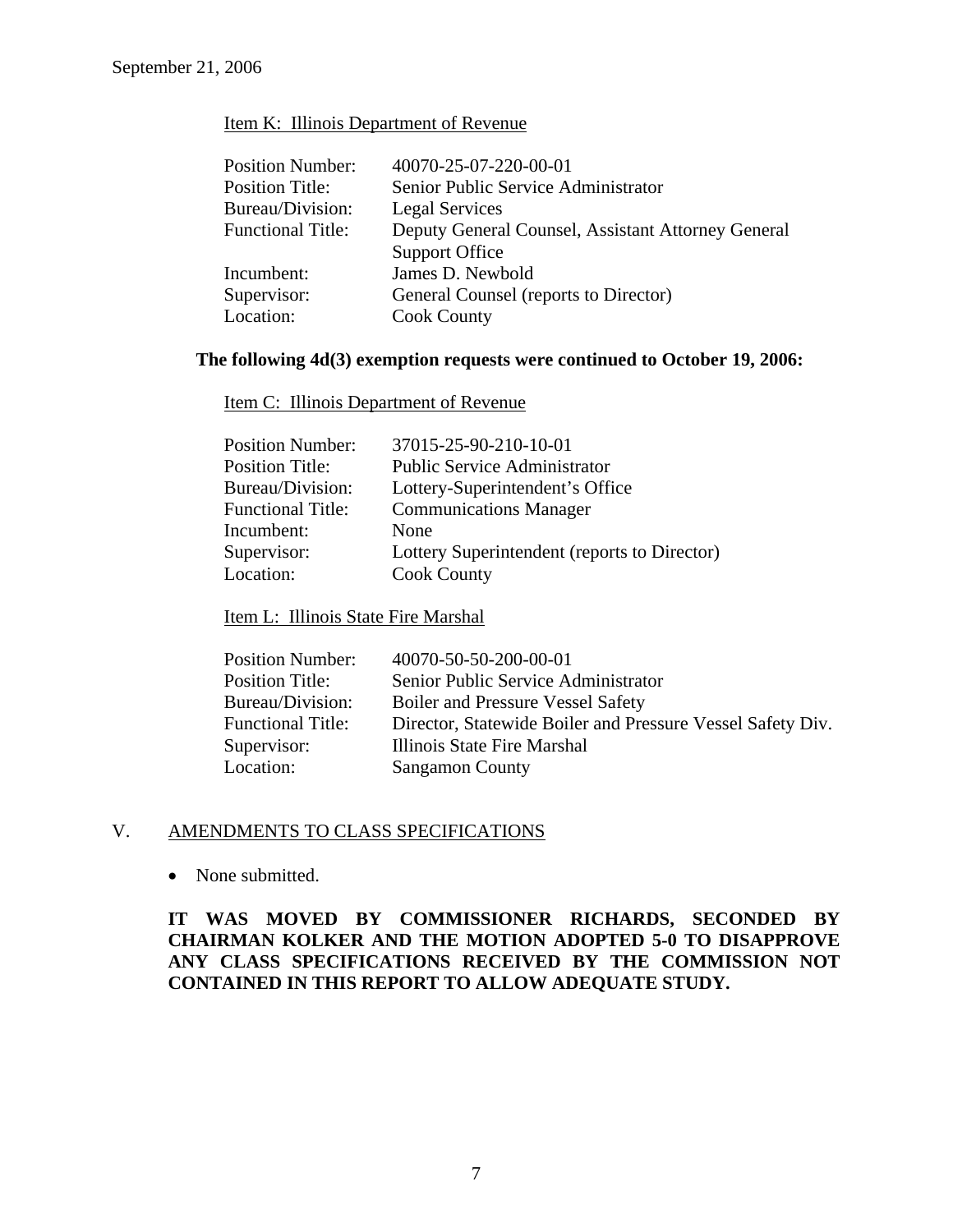September 21, 2006

Item K: Illinois Department of Revenue

| | |
|---|---|
| Position Number: | 40070-25-07-220-00-01 |
| Position Title: | Senior Public Service Administrator |
| Bureau/Division: | Legal Services |
| Functional Title: | Deputy General Counsel, Assistant Attorney General Support Office |
| Incumbent: | James D. Newbold |
| Supervisor: | General Counsel (reports to Director) |
| Location: | Cook County |

**The following 4d(3) exemption requests were continued to October 19, 2006:**

Item C: Illinois Department of Revenue

| | |
|---|---|
| Position Number: | 37015-25-90-210-10-01 |
| Position Title: | Public Service Administrator |
| Bureau/Division: | Lottery-Superintendent's Office |
| Functional Title: | Communications Manager |
| Incumbent: | None |
| Supervisor: | Lottery Superintendent (reports to Director) |
| Location: | Cook County |

Item L: Illinois State Fire Marshal

| | |
|---|---|
| Position Number: | 40070-50-50-200-00-01 |
| Position Title: | Senior Public Service Administrator |
| Bureau/Division: | Boiler and Pressure Vessel Safety |
| Functional Title: | Director, Statewide Boiler and Pressure Vessel Safety Div. |
| Supervisor: | Illinois State Fire Marshal |
| Location: | Sangamon County |

## V. AMENDMENTS TO CLASS SPECIFICATIONS

- None submitted.

**IT WAS MOVED BY COMMISSIONER RICHARDS, SECONDED BY CHAIRMAN KOLKER AND THE MOTION ADOPTED 5-0 TO DISAPPROVE ANY CLASS SPECIFICATIONS RECEIVED BY THE COMMISSION NOT CONTAINED IN THIS REPORT TO ALLOW ADEQUATE STUDY.**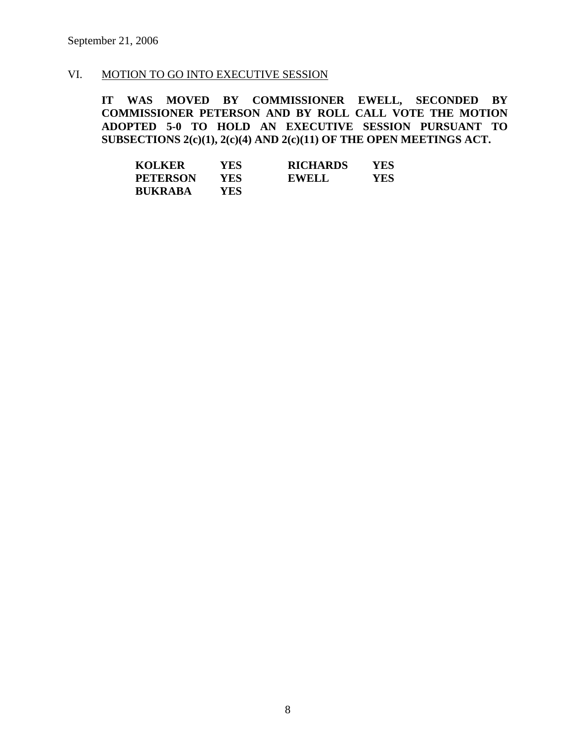September 21, 2006

VI. MOTION TO GO INTO EXECUTIVE SESSION

**IT WAS MOVED BY COMMISSIONER EWELL, SECONDED BY COMMISSIONER PETERSON AND BY ROLL CALL VOTE THE MOTION ADOPTED 5-0 TO HOLD AN EXECUTIVE SESSION PURSUANT TO SUBSECTIONS 2(c)(1), 2(c)(4) AND 2(c)(11) OF THE OPEN MEETINGS ACT.**

| | | | |
|---|---|---|---|
| **KOLKER** | **YES** | **RICHARDS** | **YES** |
| **PETERSON** | **YES** | **EWELL** | **YES** |
| **BUKRABA** | **YES** | | |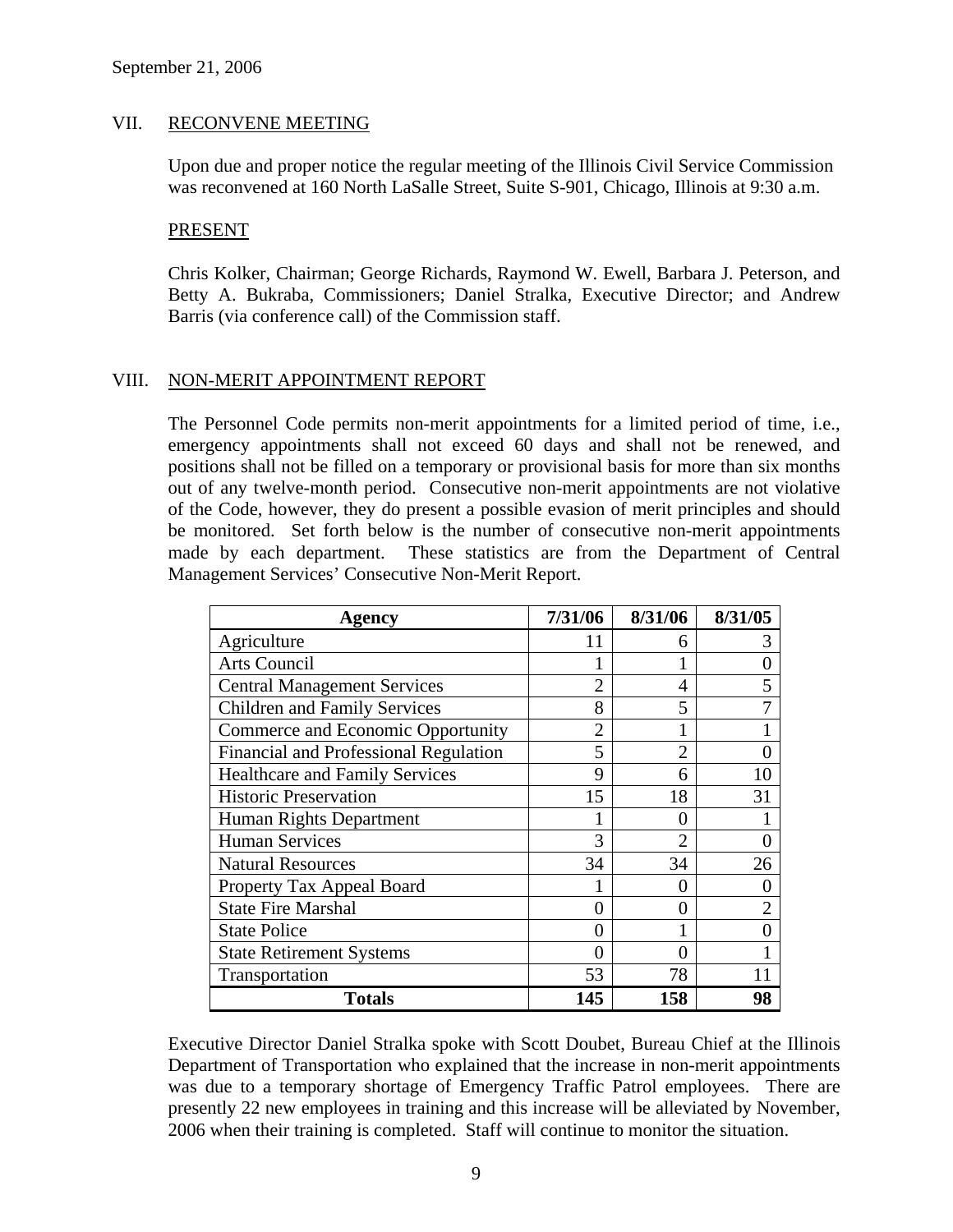September 21, 2006

## VII. RECONVENE MEETING

Upon due and proper notice the regular meeting of the Illinois Civil Service Commission was reconvened at 160 North LaSalle Street, Suite S-901, Chicago, Illinois at 9:30 a.m.

### PRESENT

Chris Kolker, Chairman; George Richards, Raymond W. Ewell, Barbara J. Peterson, and Betty A. Bukraba, Commissioners; Daniel Stralka, Executive Director; and Andrew Barris (via conference call) of the Commission staff.

## VIII. NON-MERIT APPOINTMENT REPORT

The Personnel Code permits non-merit appointments for a limited period of time, i.e., emergency appointments shall not exceed 60 days and shall not be renewed, and positions shall not be filled on a temporary or provisional basis for more than six months out of any twelve-month period. Consecutive non-merit appointments are not violative of the Code, however, they do present a possible evasion of merit principles and should be monitored. Set forth below is the number of consecutive non-merit appointments made by each department. These statistics are from the Department of Central Management Services' Consecutive Non-Merit Report.

| Agency | 7/31/06 | 8/31/06 | 8/31/05 |
|---|---|---|---|
| Agriculture | 11 | 6 | 3 |
| Arts Council | 1 | 1 | 0 |
| Central Management Services | 2 | 4 | 5 |
| Children and Family Services | 8 | 5 | 7 |
| Commerce and Economic Opportunity | 2 | 1 | 1 |
| Financial and Professional Regulation | 5 | 2 | 0 |
| Healthcare and Family Services | 9 | 6 | 10 |
| Historic Preservation | 15 | 18 | 31 |
| Human Rights Department | 1 | 0 | 1 |
| Human Services | 3 | 2 | 0 |
| Natural Resources | 34 | 34 | 26 |
| Property Tax Appeal Board | 1 | 0 | 0 |
| State Fire Marshal | 0 | 0 | 2 |
| State Police | 0 | 1 | 0 |
| State Retirement Systems | 0 | 0 | 1 |
| Transportation | 53 | 78 | 11 |
| **Totals** | **145** | **158** | **98** |

Executive Director Daniel Stralka spoke with Scott Doubet, Bureau Chief at the Illinois Department of Transportation who explained that the increase in non-merit appointments was due to a temporary shortage of Emergency Traffic Patrol employees. There are presently 22 new employees in training and this increase will be alleviated by November, 2006 when their training is completed. Staff will continue to monitor the situation.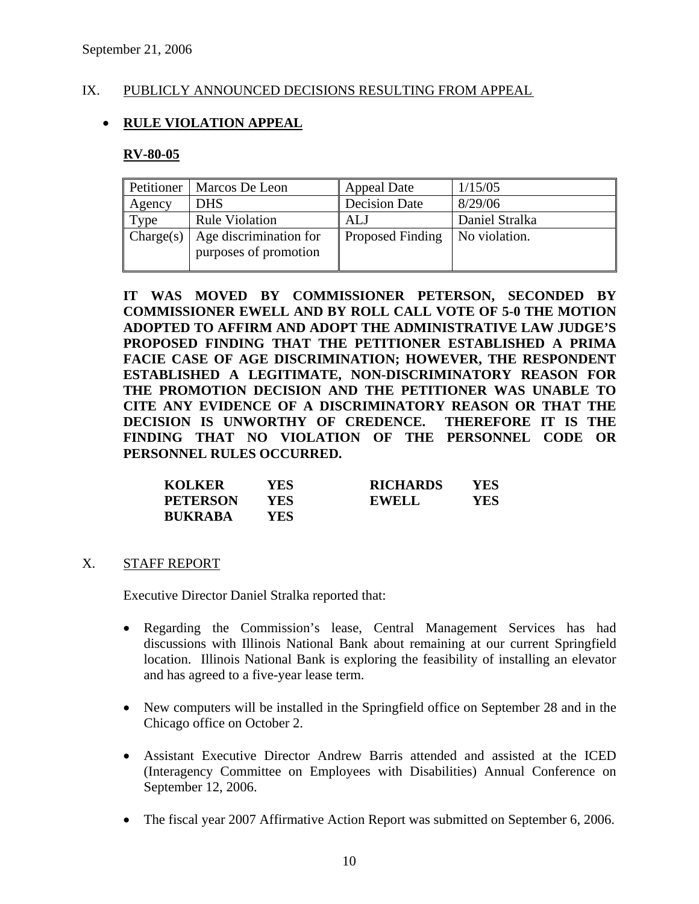September 21, 2006

## IX. PUBLICLY ANNOUNCED DECISIONS RESULTING FROM APPEAL

- **RULE VIOLATION APPEAL**

### RV-80-05

| Petitioner | Marcos De Leon | Appeal Date | 1/15/05 |
|---|---|---|---|
| Agency | DHS | Decision Date | 8/29/06 |
| Type | Rule Violation | ALJ | Daniel Stralka |
| Charge(s) | Age discrimination for purposes of promotion | Proposed Finding | No violation. |

**IT WAS MOVED BY COMMISSIONER PETERSON, SECONDED BY COMMISSIONER EWELL AND BY ROLL CALL VOTE OF 5-0 THE MOTION ADOPTED TO AFFIRM AND ADOPT THE ADMINISTRATIVE LAW JUDGE'S PROPOSED FINDING THAT THE PETITIONER ESTABLISHED A PRIMA FACIE CASE OF AGE DISCRIMINATION; HOWEVER, THE RESPONDENT ESTABLISHED A LEGITIMATE, NON-DISCRIMINATORY REASON FOR THE PROMOTION DECISION AND THE PETITIONER WAS UNABLE TO CITE ANY EVIDENCE OF A DISCRIMINATORY REASON OR THAT THE DECISION IS UNWORTHY OF CREDENCE. THEREFORE IT IS THE FINDING THAT NO VIOLATION OF THE PERSONNEL CODE OR PERSONNEL RULES OCCURRED.**

| | | | |
|---|---|---|---|
| **KOLKER** | **YES** | **RICHARDS** | **YES** |
| **PETERSON** | **YES** | **EWELL** | **YES** |
| **BUKRABA** | **YES** | | |

## X. STAFF REPORT

Executive Director Daniel Stralka reported that:

- Regarding the Commission's lease, Central Management Services has had discussions with Illinois National Bank about remaining at our current Springfield location. Illinois National Bank is exploring the feasibility of installing an elevator and has agreed to a five-year lease term.
- New computers will be installed in the Springfield office on September 28 and in the Chicago office on October 2.
- Assistant Executive Director Andrew Barris attended and assisted at the ICED (Interagency Committee on Employees with Disabilities) Annual Conference on September 12, 2006.
- The fiscal year 2007 Affirmative Action Report was submitted on September 6, 2006.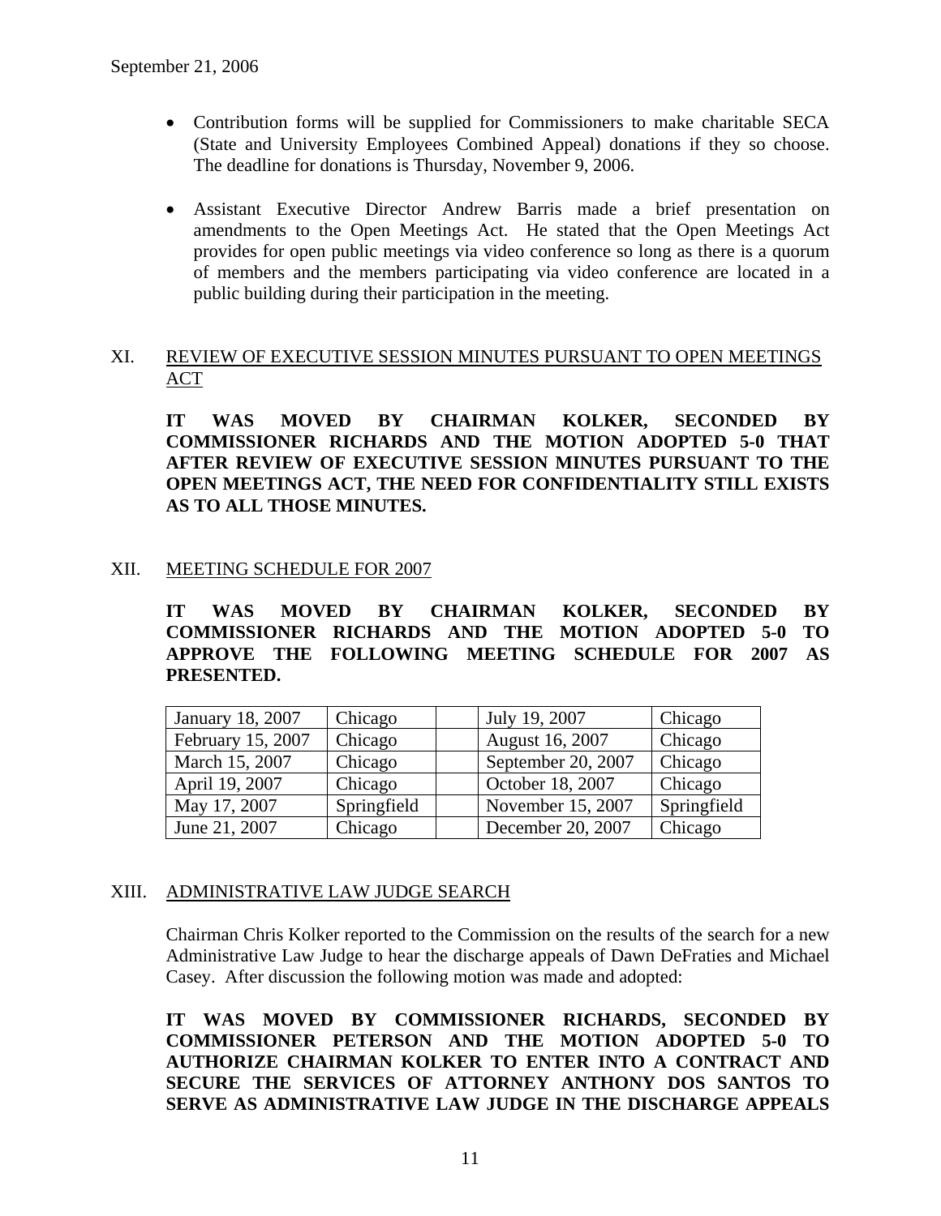- Contribution forms will be supplied for Commissioners to make charitable SECA (State and University Employees Combined Appeal) donations if they so choose. The deadline for donations is Thursday, November 9, 2006.

- Assistant Executive Director Andrew Barris made a brief presentation on amendments to the Open Meetings Act. He stated that the Open Meetings Act provides for open public meetings via video conference so long as there is a quorum of members and the members participating via video conference are located in a public building during their participation in the meeting.

## XI. REVIEW OF EXECUTIVE SESSION MINUTES PURSUANT TO OPEN MEETINGS ACT

**IT WAS MOVED BY CHAIRMAN KOLKER, SECONDED BY COMMISSIONER RICHARDS AND THE MOTION ADOPTED 5-0 THAT AFTER REVIEW OF EXECUTIVE SESSION MINUTES PURSUANT TO THE OPEN MEETINGS ACT, THE NEED FOR CONFIDENTIALITY STILL EXISTS AS TO ALL THOSE MINUTES.**

## XII. MEETING SCHEDULE FOR 2007

**IT WAS MOVED BY CHAIRMAN KOLKER, SECONDED BY COMMISSIONER RICHARDS AND THE MOTION ADOPTED 5-0 TO APPROVE THE FOLLOWING MEETING SCHEDULE FOR 2007 AS PRESENTED.**

| | | | | |
|---|---|---|---|---|
| January 18, 2007 | Chicago | | July 19, 2007 | Chicago |
| February 15, 2007 | Chicago | | August 16, 2007 | Chicago |
| March 15, 2007 | Chicago | | September 20, 2007 | Chicago |
| April 19, 2007 | Chicago | | October 18, 2007 | Chicago |
| May 17, 2007 | Springfield | | November 15, 2007 | Springfield |
| June 21, 2007 | Chicago | | December 20, 2007 | Chicago |

## XIII. ADMINISTRATIVE LAW JUDGE SEARCH

Chairman Chris Kolker reported to the Commission on the results of the search for a new Administrative Law Judge to hear the discharge appeals of Dawn DeFraties and Michael Casey. After discussion the following motion was made and adopted:

**IT WAS MOVED BY COMMISSIONER RICHARDS, SECONDED BY COMMISSIONER PETERSON AND THE MOTION ADOPTED 5-0 TO AUTHORIZE CHAIRMAN KOLKER TO ENTER INTO A CONTRACT AND SECURE THE SERVICES OF ATTORNEY ANTHONY DOS SANTOS TO SERVE AS ADMINISTRATIVE LAW JUDGE IN THE DISCHARGE APPEALS**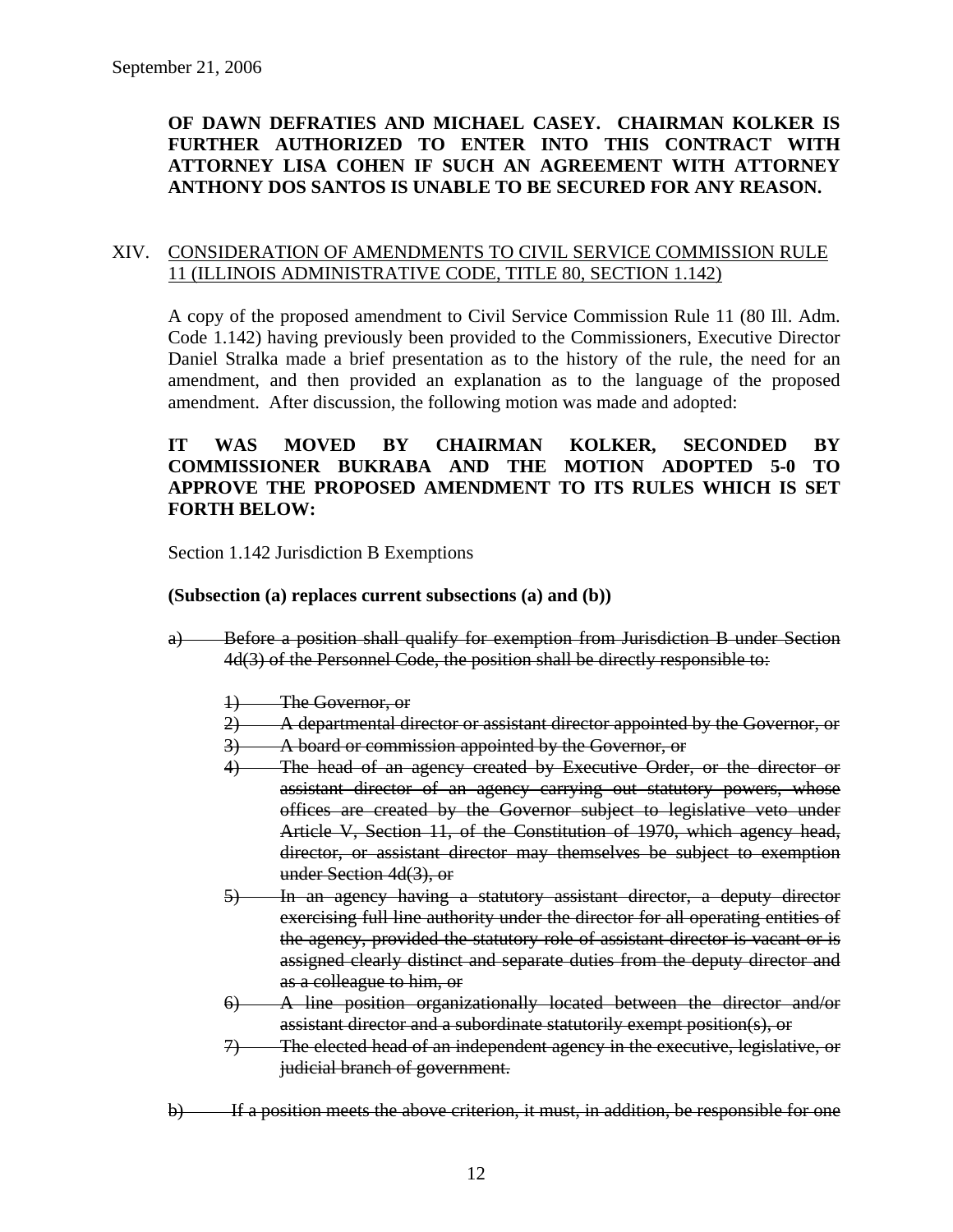**OF DAWN DEFRATIES AND MICHAEL CASEY. CHAIRMAN KOLKER IS FURTHER AUTHORIZED TO ENTER INTO THIS CONTRACT WITH ATTORNEY LISA COHEN IF SUCH AN AGREEMENT WITH ATTORNEY ANTHONY DOS SANTOS IS UNABLE TO BE SECURED FOR ANY REASON.**

XIV. <u>CONSIDERATION OF AMENDMENTS TO CIVIL SERVICE COMMISSION RULE 11 (ILLINOIS ADMINISTRATIVE CODE, TITLE 80, SECTION 1.142)</u>

A copy of the proposed amendment to Civil Service Commission Rule 11 (80 Ill. Adm. Code 1.142) having previously been provided to the Commissioners, Executive Director Daniel Stralka made a brief presentation as to the history of the rule, the need for an amendment, and then provided an explanation as to the language of the proposed amendment. After discussion, the following motion was made and adopted:

**IT WAS MOVED BY CHAIRMAN KOLKER, SECONDED BY COMMISSIONER BUKRABA AND THE MOTION ADOPTED 5-0 TO APPROVE THE PROPOSED AMENDMENT TO ITS RULES WHICH IS SET FORTH BELOW:**

Section 1.142 Jurisdiction B Exemptions

**(Subsection (a) replaces current subsections (a) and (b))**

~~a) Before a position shall qualify for exemption from Jurisdiction B under Section 4d(3) of the Personnel Code, the position shall be directly responsible to:~~

~~1) The Governor, or~~

~~2) A departmental director or assistant director appointed by the Governor, or~~

~~3) A board or commission appointed by the Governor, or~~

~~4) The head of an agency created by Executive Order, or the director or assistant director of an agency carrying out statutory powers, whose offices are created by the Governor subject to legislative veto under Article V, Section 11, of the Constitution of 1970, which agency head, director, or assistant director may themselves be subject to exemption under Section 4d(3), or~~

~~5) In an agency having a statutory assistant director, a deputy director exercising full line authority under the director for all operating entities of the agency, provided the statutory role of assistant director is vacant or is assigned clearly distinct and separate duties from the deputy director and as a colleague to him, or~~

~~6) A line position organizationally located between the director and/or assistant director and a subordinate statutorily exempt position(s), or~~

~~7) The elected head of an independent agency in the executive, legislative, or judicial branch of government.~~

~~b) If a position meets the above criterion, it must, in addition, be responsible for one~~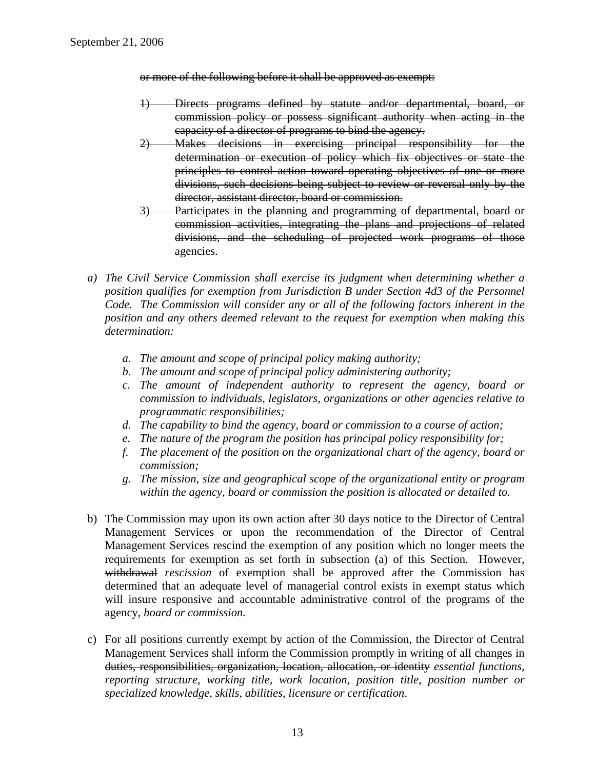~~or more of the following before it shall be approved as exempt:~~

~~1) Directs programs defined by statute and/or departmental, board, or commission policy or possess significant authority when acting in the capacity of a director of programs to bind the agency.~~

~~2) Makes decisions in exercising principal responsibility for the determination or execution of policy which fix objectives or state the principles to control action toward operating objectives of one or more divisions, such decisions being subject to review or reversal only by the director, assistant director, board or commission.~~

~~3) Participates in the planning and programming of departmental, board or commission activities, integrating the plans and projections of related divisions, and the scheduling of projected work programs of those agencies.~~

a) *The Civil Service Commission shall exercise its judgment when determining whether a position qualifies for exemption from Jurisdiction B under Section 4d3 of the Personnel Code. The Commission will consider any or all of the following factors inherent in the position and any others deemed relevant to the request for exemption when making this determination:*

   a. *The amount and scope of principal policy making authority;*
   b. *The amount and scope of principal policy administering authority;*
   c. *The amount of independent authority to represent the agency, board or commission to individuals, legislators, organizations or other agencies relative to programmatic responsibilities;*
   d. *The capability to bind the agency, board or commission to a course of action;*
   e. *The nature of the program the position has principal policy responsibility for;*
   f. *The placement of the position on the organizational chart of the agency, board or commission;*
   g. *The mission, size and geographical scope of the organizational entity or program within the agency, board or commission the position is allocated or detailed to.*

b) The Commission may upon its own action after 30 days notice to the Director of Central Management Services or upon the recommendation of the Director of Central Management Services rescind the exemption of any position which no longer meets the requirements for exemption as set forth in subsection (a) of this Section. However, ~~withdrawal~~ *rescission* of exemption shall be approved after the Commission has determined that an adequate level of managerial control exists in exempt status which will insure responsive and accountable administrative control of the programs of the agency, *board or commission.*

c) For all positions currently exempt by action of the Commission, the Director of Central Management Services shall inform the Commission promptly in writing of all changes in ~~duties, responsibilities, organization, location, allocation, or identity~~ *essential functions, reporting structure, working title, work location, position title, position number or specialized knowledge, skills, abilities, licensure or certification*.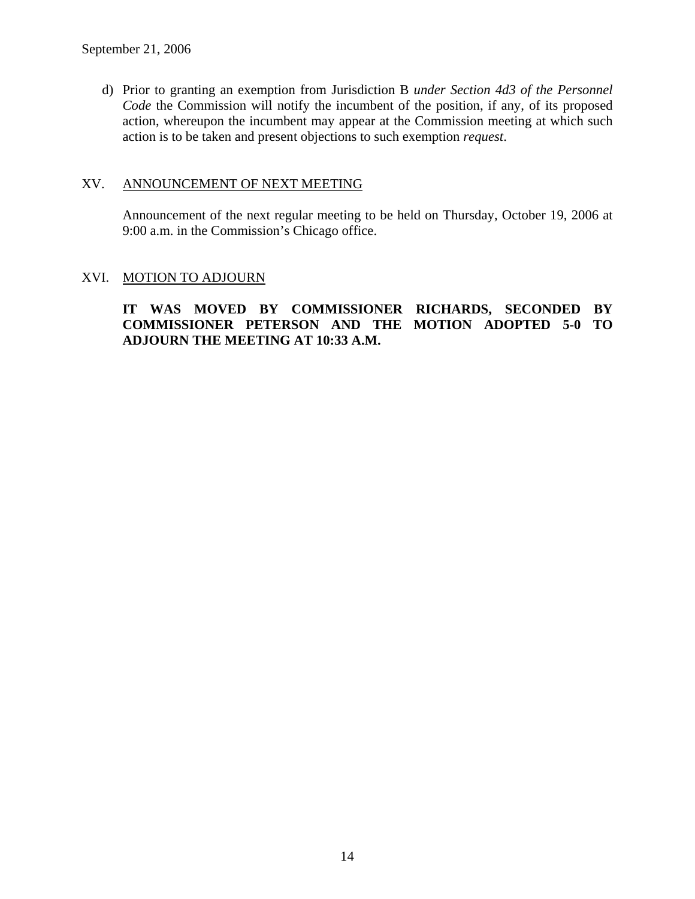d) Prior to granting an exemption from Jurisdiction B *under Section 4d3 of the Personnel Code* the Commission will notify the incumbent of the position, if any, of its proposed action, whereupon the incumbent may appear at the Commission meeting at which such action is to be taken and present objections to such exemption *request*.

## XV. ANNOUNCEMENT OF NEXT MEETING

Announcement of the next regular meeting to be held on Thursday, October 19, 2006 at 9:00 a.m. in the Commission's Chicago office.

## XVI. MOTION TO ADJOURN

**IT WAS MOVED BY COMMISSIONER RICHARDS, SECONDED BY COMMISSIONER PETERSON AND THE MOTION ADOPTED 5-0 TO ADJOURN THE MEETING AT 10:33 A.M.**